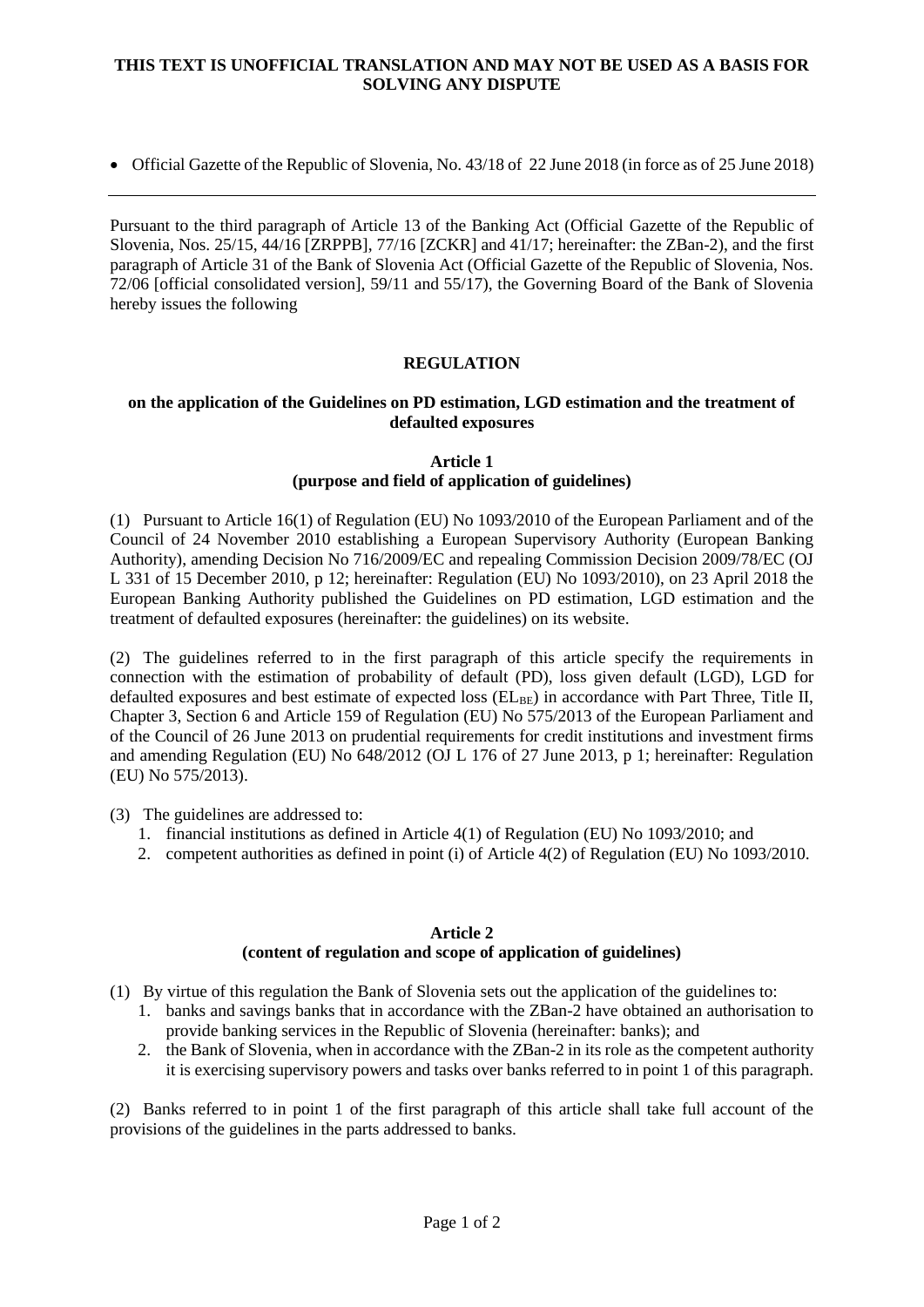**THIS TEXT IS UNOFFICIAL TRANSLATION AND MAY NOT BE USED AS A BASIS FOR SOLVING ANY DISPUTE**

- Official Gazette of the Republic of Slovenia, No. 43/18 of 22 June 2018 (in force as of 25 June 2018)

---

Pursuant to the third paragraph of Article 13 of the Banking Act (Official Gazette of the Republic of Slovenia, Nos. 25/15, 44/16 [ZRPPB], 77/16 [ZCKR] and 41/17; hereinafter: the ZBan-2), and the first paragraph of Article 31 of the Bank of Slovenia Act (Official Gazette of the Republic of Slovenia, Nos. 72/06 [official consolidated version], 59/11 and 55/17), the Governing Board of the Bank of Slovenia hereby issues the following

# REGULATION

## on the application of the Guidelines on PD estimation, LGD estimation and the treatment of defaulted exposures

### Article 1
### (purpose and field of application of guidelines)

(1) Pursuant to Article 16(1) of Regulation (EU) No 1093/2010 of the European Parliament and of the Council of 24 November 2010 establishing a European Supervisory Authority (European Banking Authority), amending Decision No 716/2009/EC and repealing Commission Decision 2009/78/EC (OJ L 331 of 15 December 2010, p 12; hereinafter: Regulation (EU) No 1093/2010), on 23 April 2018 the European Banking Authority published the Guidelines on PD estimation, LGD estimation and the treatment of defaulted exposures (hereinafter: the guidelines) on its website.

(2) The guidelines referred to in the first paragraph of this article specify the requirements in connection with the estimation of probability of default (PD), loss given default (LGD), LGD for defaulted exposures and best estimate of expected loss ($EL_{BE}$) in accordance with Part Three, Title II, Chapter 3, Section 6 and Article 159 of Regulation (EU) No 575/2013 of the European Parliament and of the Council of 26 June 2013 on prudential requirements for credit institutions and investment firms and amending Regulation (EU) No 648/2012 (OJ L 176 of 27 June 2013, p 1; hereinafter: Regulation (EU) No 575/2013).

(3) The guidelines are addressed to:
1. financial institutions as defined in Article 4(1) of Regulation (EU) No 1093/2010; and
2. competent authorities as defined in point (i) of Article 4(2) of Regulation (EU) No 1093/2010.

### Article 2
### (content of regulation and scope of application of guidelines)

(1) By virtue of this regulation the Bank of Slovenia sets out the application of the guidelines to:
1. banks and savings banks that in accordance with the ZBan-2 have obtained an authorisation to provide banking services in the Republic of Slovenia (hereinafter: banks); and
2. the Bank of Slovenia, when in accordance with the ZBan-2 in its role as the competent authority it is exercising supervisory powers and tasks over banks referred to in point 1 of this paragraph.

(2) Banks referred to in point 1 of the first paragraph of this article shall take full account of the provisions of the guidelines in the parts addressed to banks.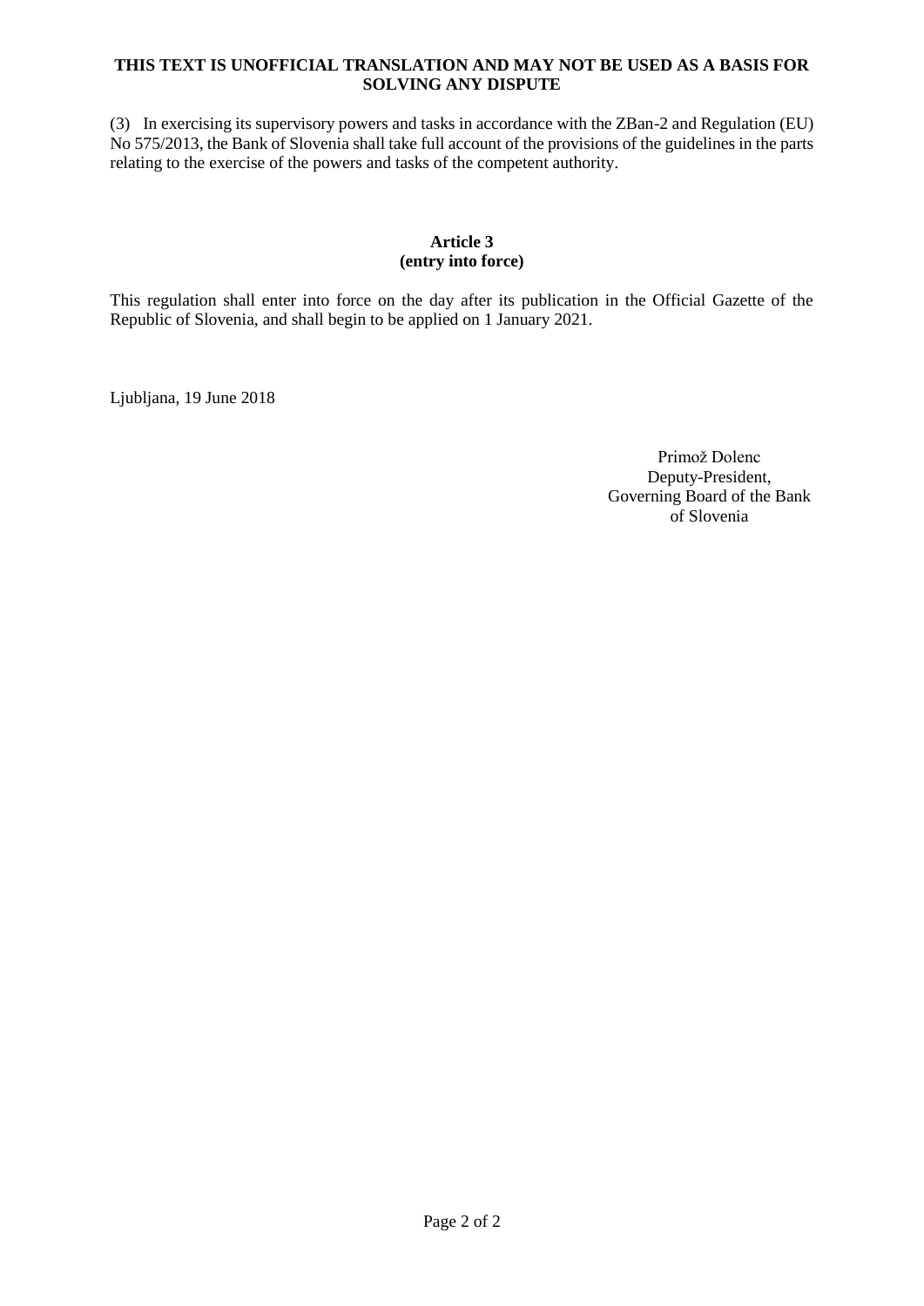**THIS TEXT IS UNOFFICIAL TRANSLATION AND MAY NOT BE USED AS A BASIS FOR SOLVING ANY DISPUTE**

(3) In exercising its supervisory powers and tasks in accordance with the ZBan-2 and Regulation (EU) No 575/2013, the Bank of Slovenia shall take full account of the provisions of the guidelines in the parts relating to the exercise of the powers and tasks of the competent authority.

**Article 3**
**(entry into force)**

This regulation shall enter into force on the day after its publication in the Official Gazette of the Republic of Slovenia, and shall begin to be applied on 1 January 2021.

Ljubljana, 19 June 2018

Primož Dolenc
Deputy-President,
Governing Board of the Bank of Slovenia